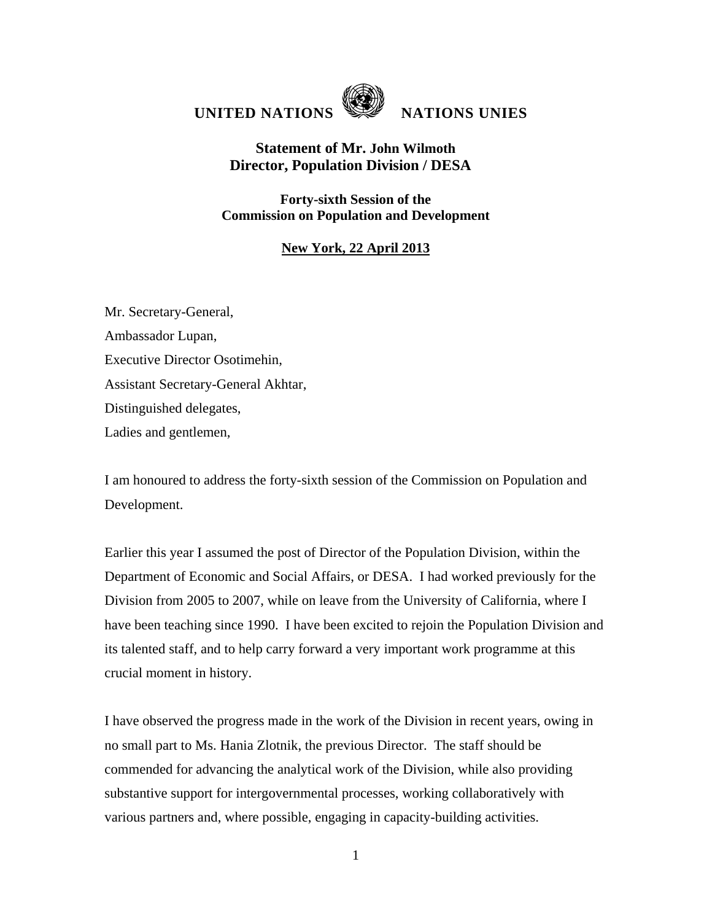**UNITED NATIONS NATIONS UNIES**

**Statement of Mr. John Wilmoth**
**Director, Population Division / DESA**

**Forty-sixth Session of the**
**Commission on Population and Development**

**New York, 22 April 2013**

Mr. Secretary-General,

Ambassador Lupan,

Executive Director Osotimehin,

Assistant Secretary-General Akhtar,

Distinguished delegates,

Ladies and gentlemen,

I am honoured to address the forty-sixth session of the Commission on Population and Development.

Earlier this year I assumed the post of Director of the Population Division, within the Department of Economic and Social Affairs, or DESA. I had worked previously for the Division from 2005 to 2007, while on leave from the University of California, where I have been teaching since 1990. I have been excited to rejoin the Population Division and its talented staff, and to help carry forward a very important work programme at this crucial moment in history.

I have observed the progress made in the work of the Division in recent years, owing in no small part to Ms. Hania Zlotnik, the previous Director. The staff should be commended for advancing the analytical work of the Division, while also providing substantive support for intergovernmental processes, working collaboratively with various partners and, where possible, engaging in capacity-building activities.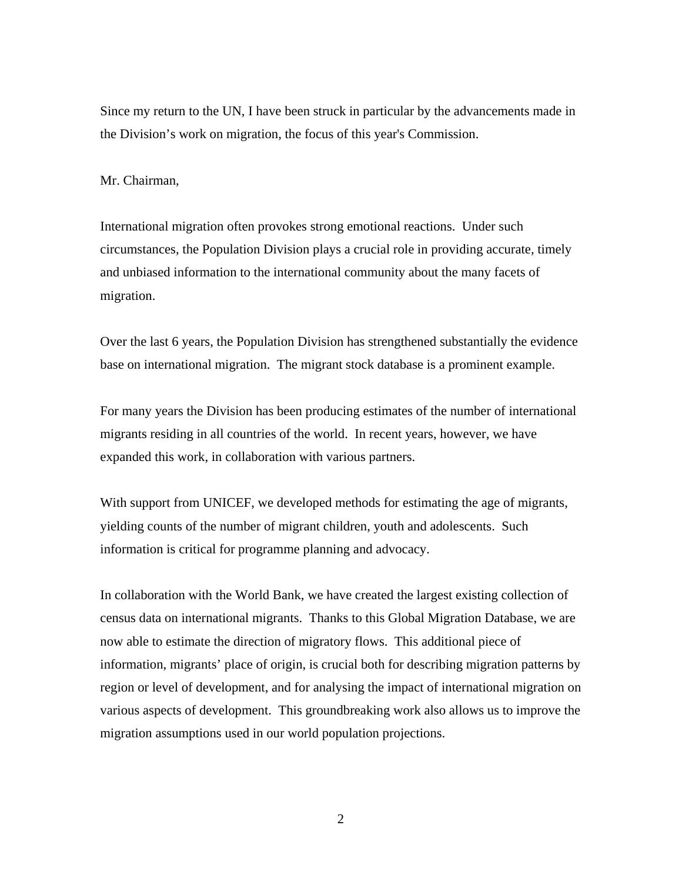Since my return to the UN, I have been struck in particular by the advancements made in the Division's work on migration, the focus of this year's Commission.

Mr. Chairman,

International migration often provokes strong emotional reactions. Under such circumstances, the Population Division plays a crucial role in providing accurate, timely and unbiased information to the international community about the many facets of migration.

Over the last 6 years, the Population Division has strengthened substantially the evidence base on international migration. The migrant stock database is a prominent example.

For many years the Division has been producing estimates of the number of international migrants residing in all countries of the world. In recent years, however, we have expanded this work, in collaboration with various partners.

With support from UNICEF, we developed methods for estimating the age of migrants, yielding counts of the number of migrant children, youth and adolescents. Such information is critical for programme planning and advocacy.

In collaboration with the World Bank, we have created the largest existing collection of census data on international migrants. Thanks to this Global Migration Database, we are now able to estimate the direction of migratory flows. This additional piece of information, migrants' place of origin, is crucial both for describing migration patterns by region or level of development, and for analysing the impact of international migration on various aspects of development. This groundbreaking work also allows us to improve the migration assumptions used in our world population projections.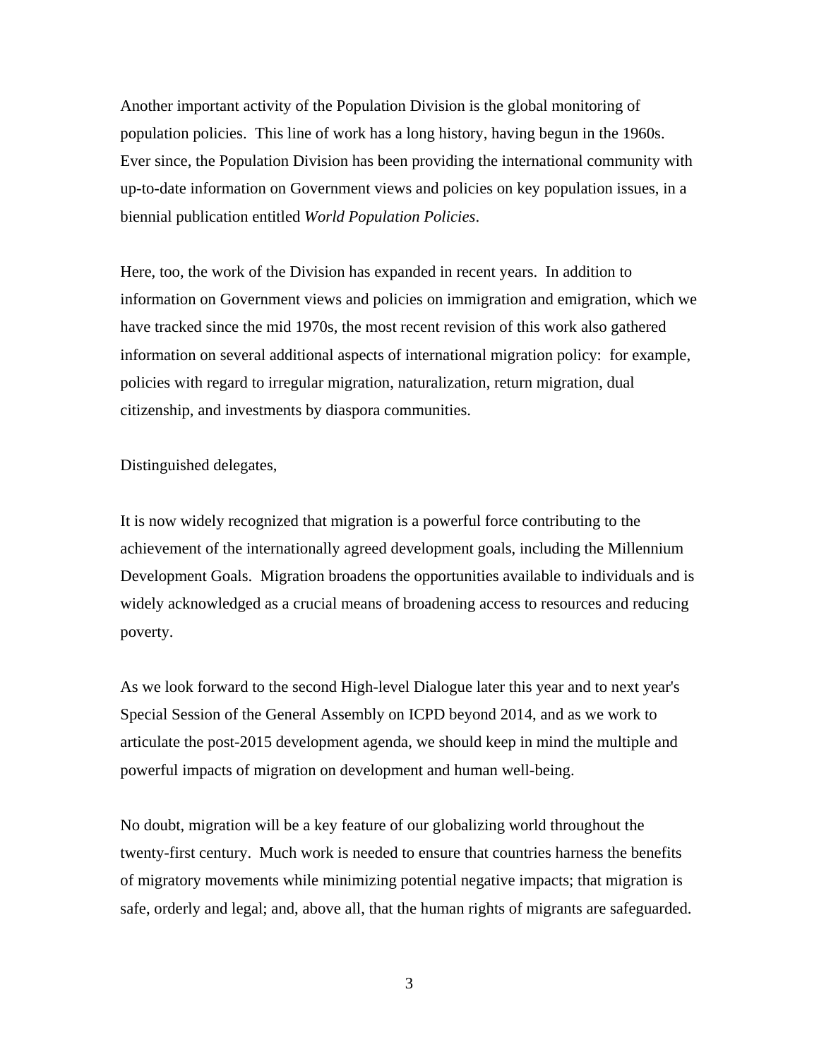Another important activity of the Population Division is the global monitoring of population policies. This line of work has a long history, having begun in the 1960s. Ever since, the Population Division has been providing the international community with up-to-date information on Government views and policies on key population issues, in a biennial publication entitled *World Population Policies*.

Here, too, the work of the Division has expanded in recent years. In addition to information on Government views and policies on immigration and emigration, which we have tracked since the mid 1970s, the most recent revision of this work also gathered information on several additional aspects of international migration policy: for example, policies with regard to irregular migration, naturalization, return migration, dual citizenship, and investments by diaspora communities.

Distinguished delegates,

It is now widely recognized that migration is a powerful force contributing to the achievement of the internationally agreed development goals, including the Millennium Development Goals. Migration broadens the opportunities available to individuals and is widely acknowledged as a crucial means of broadening access to resources and reducing poverty.

As we look forward to the second High-level Dialogue later this year and to next year's Special Session of the General Assembly on ICPD beyond 2014, and as we work to articulate the post-2015 development agenda, we should keep in mind the multiple and powerful impacts of migration on development and human well-being.

No doubt, migration will be a key feature of our globalizing world throughout the twenty-first century. Much work is needed to ensure that countries harness the benefits of migratory movements while minimizing potential negative impacts; that migration is safe, orderly and legal; and, above all, that the human rights of migrants are safeguarded.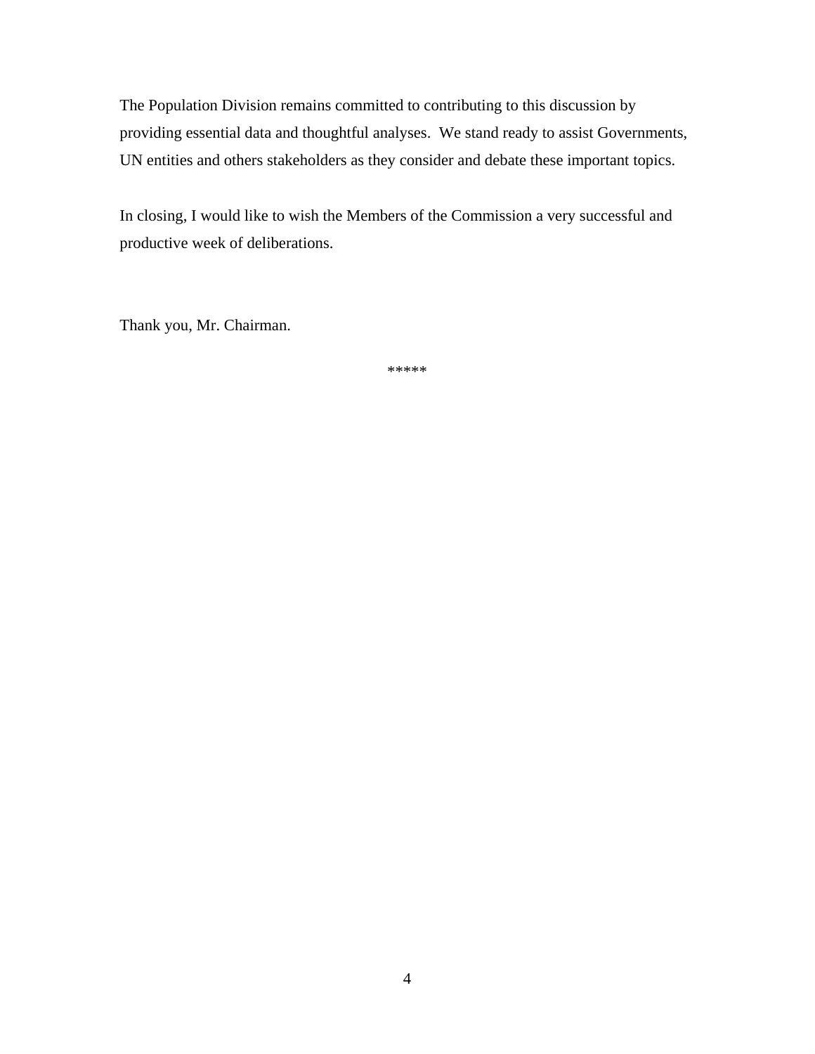The Population Division remains committed to contributing to this discussion by providing essential data and thoughtful analyses.  We stand ready to assist Governments, UN entities and others stakeholders as they consider and debate these important topics.

In closing, I would like to wish the Members of the Commission a very successful and productive week of deliberations.

Thank you, Mr. Chairman.

*****